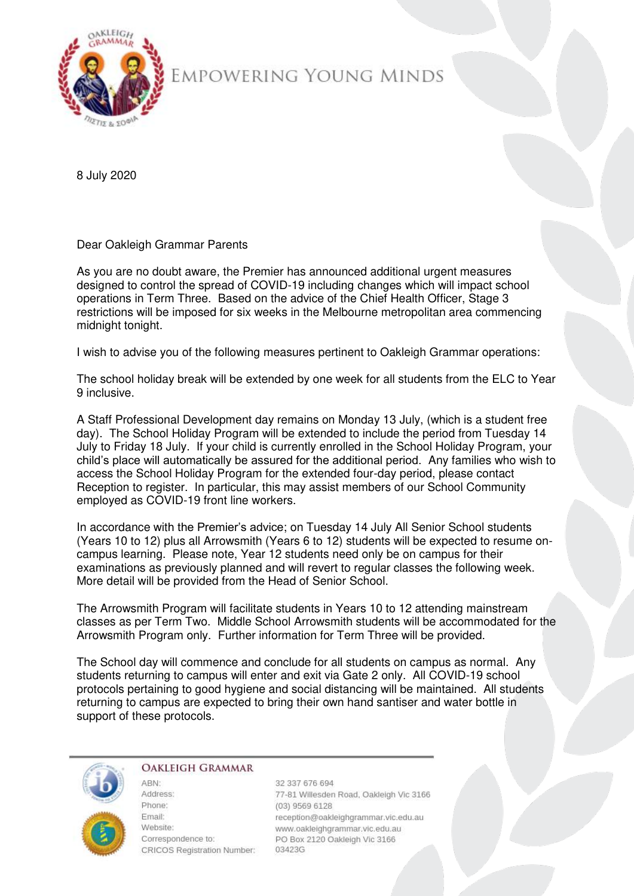EMPOWERING YOUNG MINDS

8 July 2020

Dear Oakleigh Grammar Parents

As you are no doubt aware, the Premier has announced additional urgent measures designed to control the spread of COVID-19 including changes which will impact school operations in Term Three. Based on the advice of the Chief Health Officer, Stage 3 restrictions will be imposed for six weeks in the Melbourne metropolitan area commencing midnight tonight.

I wish to advise you of the following measures pertinent to Oakleigh Grammar operations:

The school holiday break will be extended by one week for all students from the ELC to Year 9 inclusive.

A Staff Professional Development day remains on Monday 13 July, (which is a student free day). The School Holiday Program will be extended to include the period from Tuesday 14 July to Friday 18 July. If your child is currently enrolled in the School Holiday Program, your child's place will automatically be assured for the additional period. Any families who wish to access the School Holiday Program for the extended four-day period, please contact Reception to register. In particular, this may assist members of our School Community employed as COVID-19 front line workers.

In accordance with the Premier's advice; on Tuesday 14 July All Senior School students (Years 10 to 12) plus all Arrowsmith (Years 6 to 12) students will be expected to resume on-campus learning. Please note, Year 12 students need only be on campus for their examinations as previously planned and will revert to regular classes the following week. More detail will be provided from the Head of Senior School.

The Arrowsmith Program will facilitate students in Years 10 to 12 attending mainstream classes as per Term Two. Middle School Arrowsmith students will be accommodated for the Arrowsmith Program only. Further information for Term Three will be provided.

The School day will commence and conclude for all students on campus as normal. Any students returning to campus will enter and exit via Gate 2 only. All COVID-19 school protocols pertaining to good hygiene and social distancing will be maintained. All students returning to campus are expected to bring their own hand santiser and water bottle in support of these protocols.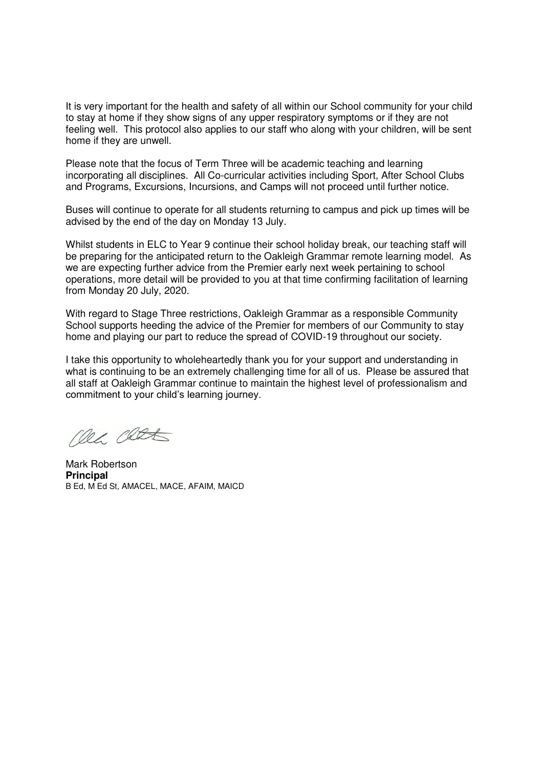It is very important for the health and safety of all within our School community for your child to stay at home if they show signs of any upper respiratory symptoms or if they are not feeling well. This protocol also applies to our staff who along with your children, will be sent home if they are unwell.

Please note that the focus of Term Three will be academic teaching and learning incorporating all disciplines. All Co-curricular activities including Sport, After School Clubs and Programs, Excursions, Incursions, and Camps will not proceed until further notice.

Buses will continue to operate for all students returning to campus and pick up times will be advised by the end of the day on Monday 13 July.

Whilst students in ELC to Year 9 continue their school holiday break, our teaching staff will be preparing for the anticipated return to the Oakleigh Grammar remote learning model. As we are expecting further advice from the Premier early next week pertaining to school operations, more detail will be provided to you at that time confirming facilitation of learning from Monday 20 July, 2020.

With regard to Stage Three restrictions, Oakleigh Grammar as a responsible Community School supports heeding the advice of the Premier for members of our Community to stay home and playing our part to reduce the spread of COVID-19 throughout our society.

I take this opportunity to wholeheartedly thank you for your support and understanding in what is continuing to be an extremely challenging time for all of us. Please be assured that all staff at Oakleigh Grammar continue to maintain the highest level of professionalism and commitment to your child's learning journey.

Mark Robertson
**Principal**
B Ed, M Ed St, AMACEL, MACE, AFAIM, MAICD